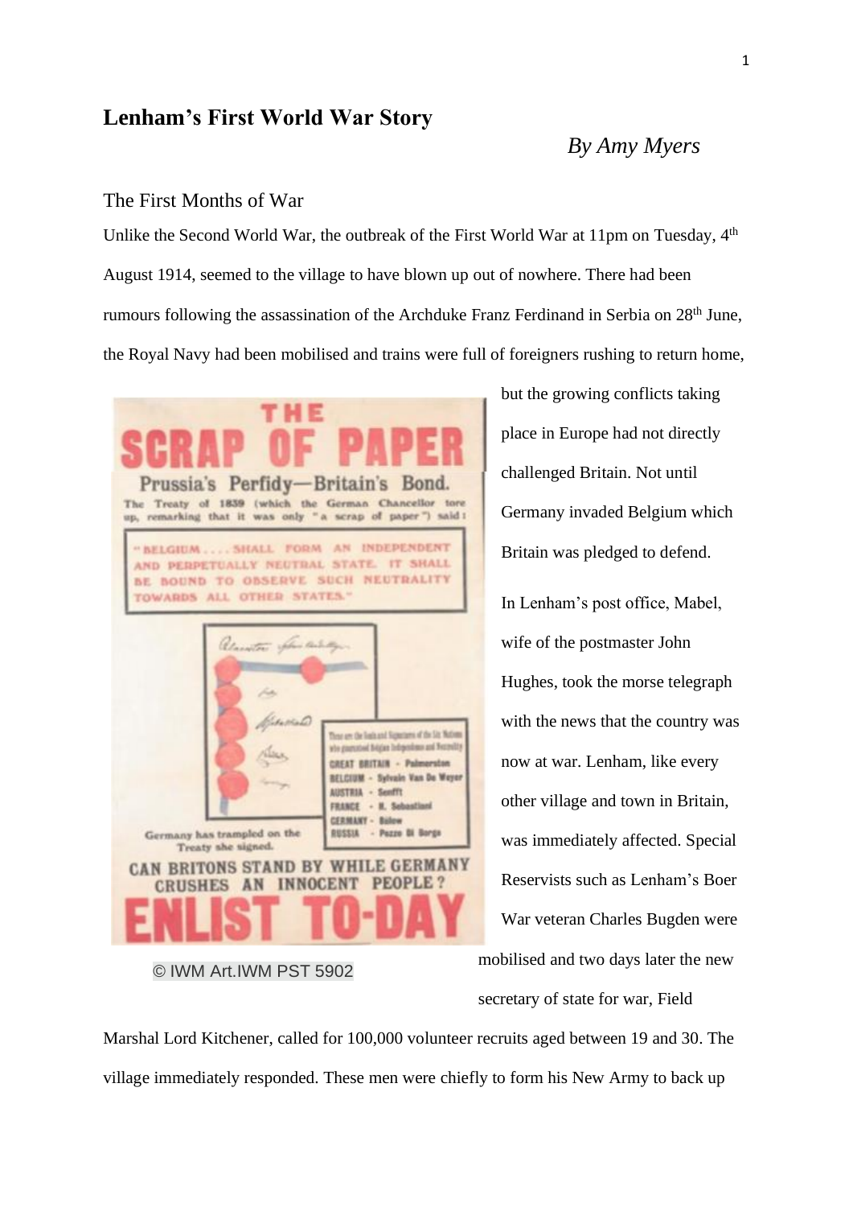# Lenham's First World War Story

*By Amy Myers*

## The First Months of War

Unlike the Second World War, the outbreak of the First World War at 11pm on Tuesday, 4th August 1914, seemed to the village to have blown up out of nowhere. There had been rumours following the assassination of the Archduke Franz Ferdinand in Serbia on 28th June, the Royal Navy had been mobilised and trains were full of foreigners rushing to return home, but the growing conflicts taking place in Europe had not directly challenged Britain. Not until Germany invaded Belgium which Britain was pledged to defend.

© IWM Art.IWM PST 5902

In Lenham's post office, Mabel, wife of the postmaster John Hughes, took the morse telegraph with the news that the country was now at war. Lenham, like every other village and town in Britain, was immediately affected. Special Reservists such as Lenham's Boer War veteran Charles Bugden were mobilised and two days later the new secretary of state for war, Field Marshal Lord Kitchener, called for 100,000 volunteer recruits aged between 19 and 30. The village immediately responded. These men were chiefly to form his New Army to back up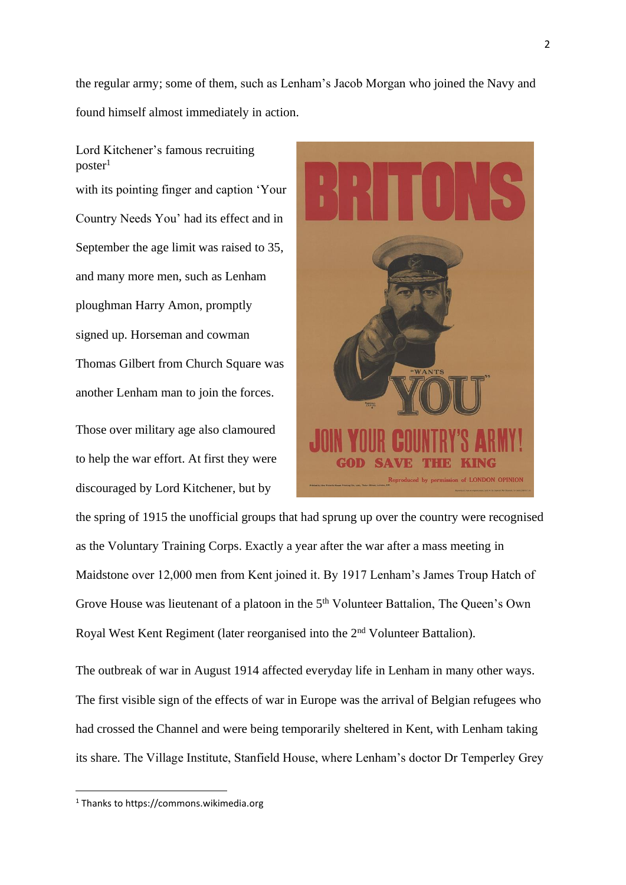the regular army; some of them, such as Lenham's Jacob Morgan who joined the Navy and found himself almost immediately in action.

Lord Kitchener's famous recruiting poster[1] with its pointing finger and caption 'Your Country Needs You' had its effect and in September the age limit was raised to 35, and many more men, such as Lenham ploughman Harry Amon, promptly signed up. Horseman and cowman Thomas Gilbert from Church Square was another Lenham man to join the forces.

Those over military age also clamoured to help the war effort. At first they were discouraged by Lord Kitchener, but by the spring of 1915 the unofficial groups that had sprung up over the country were recognised as the Voluntary Training Corps. Exactly a year after the war after a mass meeting in Maidstone over 12,000 men from Kent joined it. By 1917 Lenham's James Troup Hatch of Grove House was lieutenant of a platoon in the 5th Volunteer Battalion, The Queen's Own Royal West Kent Regiment (later reorganised into the 2nd Volunteer Battalion).

The outbreak of war in August 1914 affected everyday life in Lenham in many other ways. The first visible sign of the effects of war in Europe was the arrival of Belgian refugees who had crossed the Channel and were being temporarily sheltered in Kent, with Lenham taking its share. The Village Institute, Stanfield House, where Lenham's doctor Dr Temperley Grey

[1] Thanks to https://commons.wikimedia.org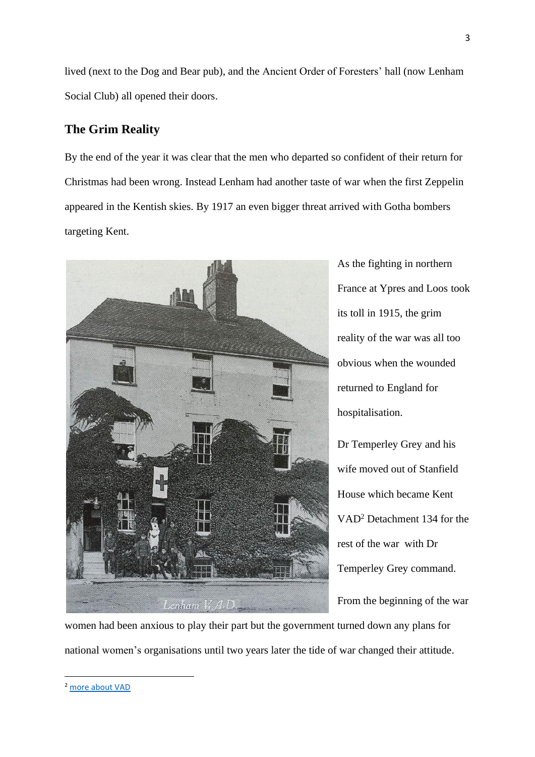lived (next to the Dog and Bear pub), and the Ancient Order of Foresters' hall (now Lenham Social Club) all opened their doors.

## The Grim Reality

By the end of the year it was clear that the men who departed so confident of their return for Christmas had been wrong. Instead Lenham had another taste of war when the first Zeppelin appeared in the Kentish skies. By 1917 an even bigger threat arrived with Gotha bombers targeting Kent.

As the fighting in northern France at Ypres and Loos took its toll in 1915, the grim reality of the war was all too obvious when the wounded returned to England for hospitalisation.

Dr Temperley Grey and his wife moved out of Stanfield House which became Kent VAD[2] Detachment 134 for the rest of the war with Dr Temperley Grey command.

From the beginning of the war women had been anxious to play their part but the government turned down any plans for national women's organisations until two years later the tide of war changed their attitude.

---

[2] more about VAD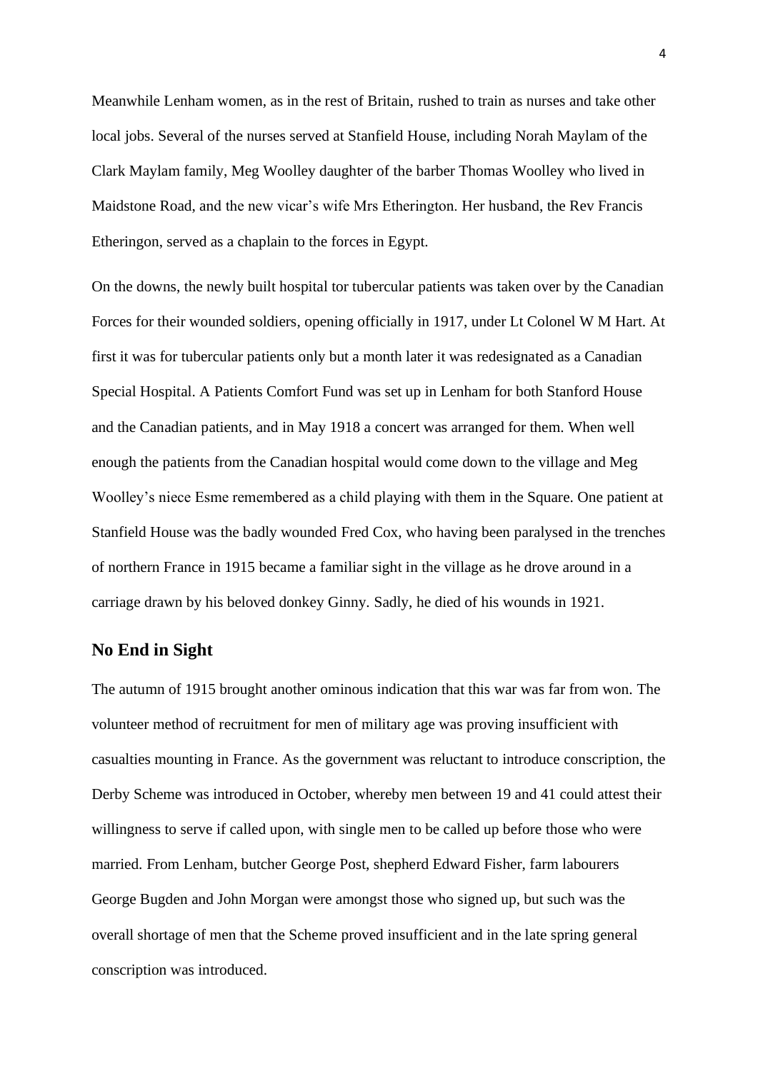Meanwhile Lenham women, as in the rest of Britain, rushed to train as nurses and take other local jobs. Several of the nurses served at Stanfield House, including Norah Maylam of the Clark Maylam family, Meg Woolley daughter of the barber Thomas Woolley who lived in Maidstone Road, and the new vicar's wife Mrs Etherington. Her husband, the Rev Francis Etheringon, served as a chaplain to the forces in Egypt.

On the downs, the newly built hospital tor tubercular patients was taken over by the Canadian Forces for their wounded soldiers, opening officially in 1917, under Lt Colonel W M Hart. At first it was for tubercular patients only but a month later it was redesignated as a Canadian Special Hospital. A Patients Comfort Fund was set up in Lenham for both Stanford House and the Canadian patients, and in May 1918 a concert was arranged for them. When well enough the patients from the Canadian hospital would come down to the village and Meg Woolley's niece Esme remembered as a child playing with them in the Square. One patient at Stanfield House was the badly wounded Fred Cox, who having been paralysed in the trenches of northern France in 1915 became a familiar sight in the village as he drove around in a carriage drawn by his beloved donkey Ginny. Sadly, he died of his wounds in 1921.

## No End in Sight

The autumn of 1915 brought another ominous indication that this war was far from won. The volunteer method of recruitment for men of military age was proving insufficient with casualties mounting in France. As the government was reluctant to introduce conscription, the Derby Scheme was introduced in October, whereby men between 19 and 41 could attest their willingness to serve if called upon, with single men to be called up before those who were married. From Lenham, butcher George Post, shepherd Edward Fisher, farm labourers George Bugden and John Morgan were amongst those who signed up, but such was the overall shortage of men that the Scheme proved insufficient and in the late spring general conscription was introduced.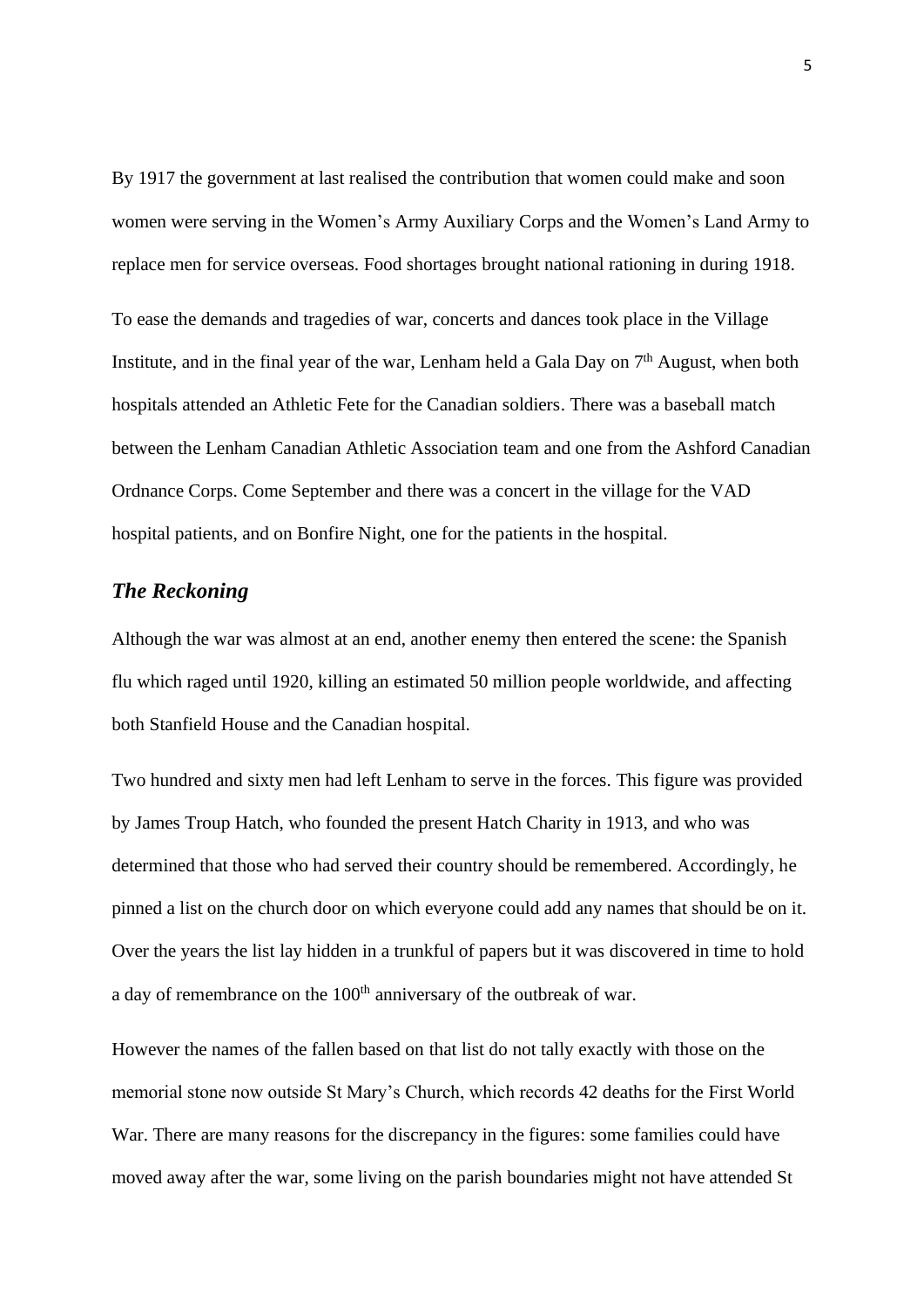By 1917 the government at last realised the contribution that women could make and soon women were serving in the Women's Army Auxiliary Corps and the Women's Land Army to replace men for service overseas. Food shortages brought national rationing in during 1918.

To ease the demands and tragedies of war, concerts and dances took place in the Village Institute, and in the final year of the war, Lenham held a Gala Day on 7th August, when both hospitals attended an Athletic Fete for the Canadian soldiers. There was a baseball match between the Lenham Canadian Athletic Association team and one from the Ashford Canadian Ordnance Corps. Come September and there was a concert in the village for the VAD hospital patients, and on Bonfire Night, one for the patients in the hospital.

### *The Reckoning*

Although the war was almost at an end, another enemy then entered the scene: the Spanish flu which raged until 1920, killing an estimated 50 million people worldwide, and affecting both Stanfield House and the Canadian hospital.

Two hundred and sixty men had left Lenham to serve in the forces. This figure was provided by James Troup Hatch, who founded the present Hatch Charity in 1913, and who was determined that those who had served their country should be remembered. Accordingly, he pinned a list on the church door on which everyone could add any names that should be on it. Over the years the list lay hidden in a trunkful of papers but it was discovered in time to hold a day of remembrance on the 100th anniversary of the outbreak of war.

However the names of the fallen based on that list do not tally exactly with those on the memorial stone now outside St Mary's Church, which records 42 deaths for the First World War. There are many reasons for the discrepancy in the figures: some families could have moved away after the war, some living on the parish boundaries might not have attended St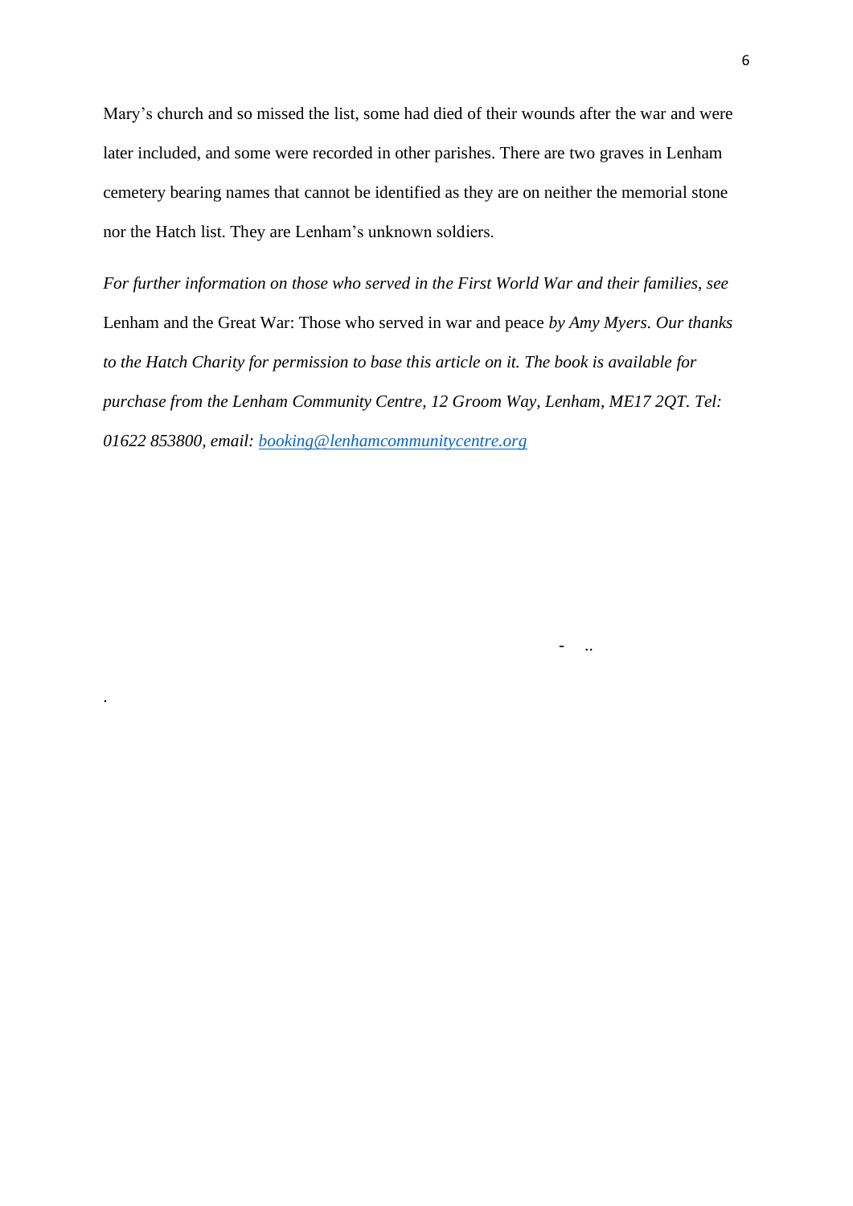Mary's church and so missed the list, some had died of their wounds after the war and were later included, and some were recorded in other parishes. There are two graves in Lenham cemetery bearing names that cannot be identified as they are on neither the memorial stone nor the Hatch list. They are Lenham's unknown soldiers.

*For further information on those who served in the First World War and their families, see* Lenham and the Great War: Those who served in war and peace *by Amy Myers. Our thanks to the Hatch Charity for permission to base this article on it. The book is available for purchase from the Lenham Community Centre, 12 Groom Way, Lenham, ME17 2QT. Tel: 01622 853800, email: booking@lenhamcommunitycentre.org*